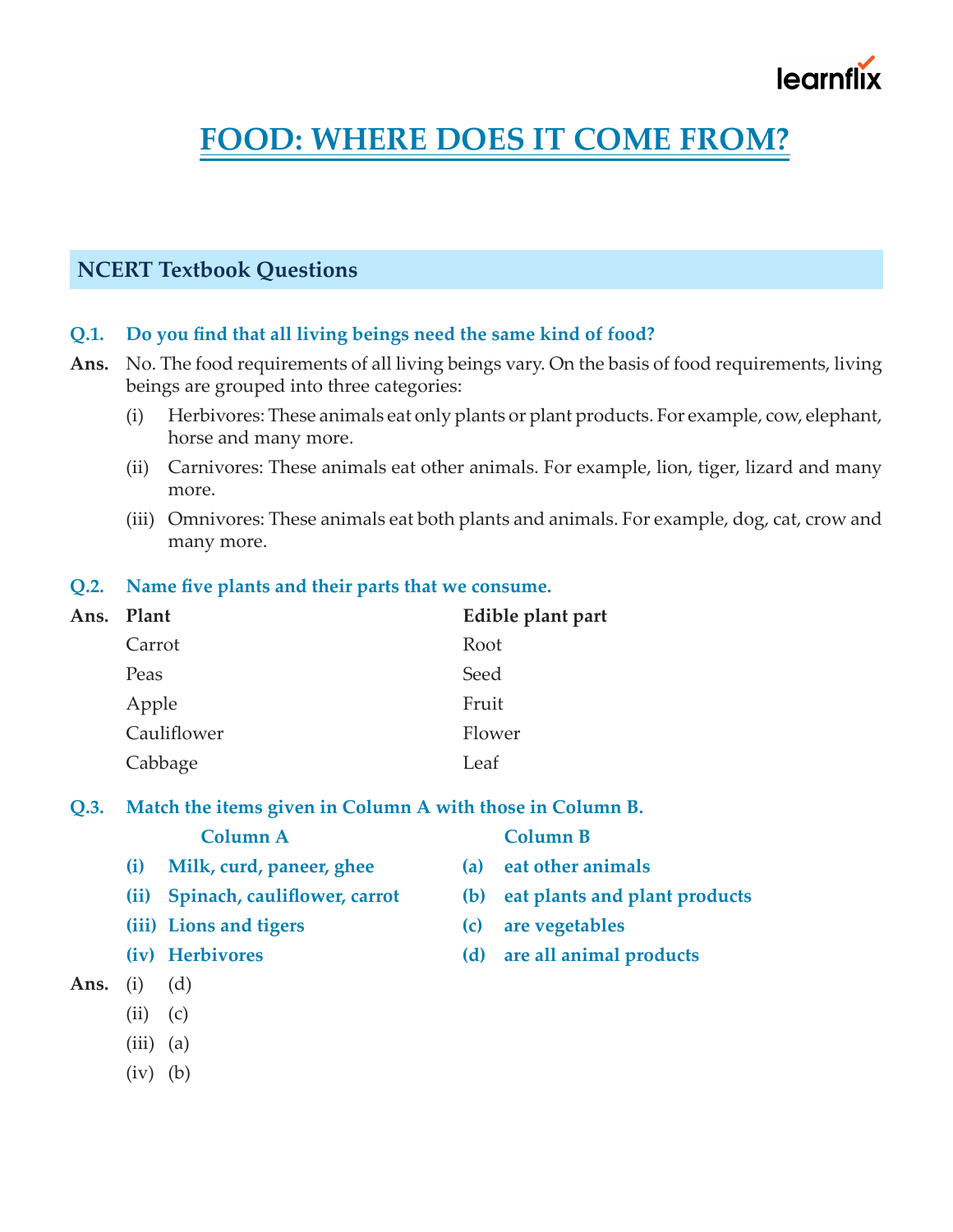# FOOD: WHERE DOES IT COME FROM?

## NCERT Textbook Questions

**Q.1. Do you find that all living beings need the same kind of food?**

**Ans.** No. The food requirements of all living beings vary. On the basis of food requirements, living beings are grouped into three categories:

(i) Herbivores: These animals eat only plants or plant products. For example, cow, elephant, horse and many more.

(ii) Carnivores: These animals eat other animals. For example, lion, tiger, lizard and many more.

(iii) Omnivores: These animals eat both plants and animals. For example, dog, cat, crow and many more.

**Q.2. Name five plants and their parts that we consume.**

**Ans.**

| Plant | Edible plant part |
|---|---|
| Carrot | Root |
| Peas | Seed |
| Apple | Fruit |
| Cauliflower | Flower |
| Cabbage | Leaf |

**Q.3. Match the items given in Column A with those in Column B.**

| Column A | Column B |
|---|---|
| (i) Milk, curd, paneer, ghee | (a) eat other animals |
| (ii) Spinach, cauliflower, carrot | (b) eat plants and plant products |
| (iii) Lions and tigers | (c) are vegetables |
| (iv) Herbivores | (d) are all animal products |

**Ans.** (i) (d)

(ii) (c)

(iii) (a)

(iv) (b)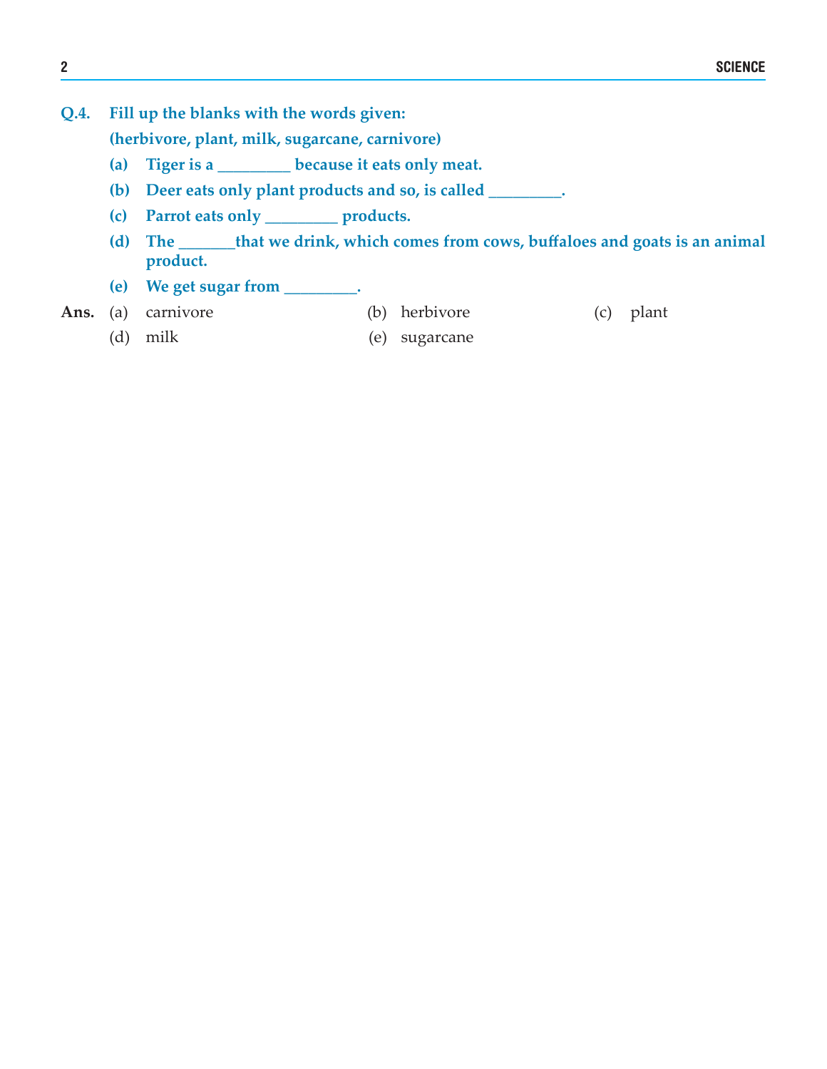**Q.4. Fill up the blanks with the words given:**

**(herbivore, plant, milk, sugarcane, carnivore)**

**(a) Tiger is a _________ because it eats only meat.**

**(b) Deer eats only plant products and so, is called _________.**

**(c) Parrot eats only _________ products.**

**(d) The _______that we drink, which comes from cows, buffaloes and goats is an animal product.**

**(e) We get sugar from _________.**

**Ans.** (a) carnivore (b) herbivore (c) plant

(d) milk (e) sugarcane